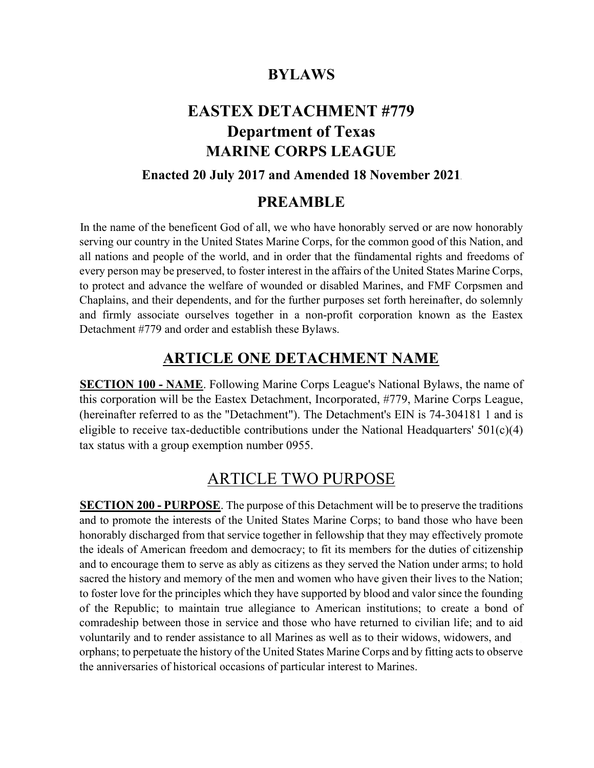# BYLAWS

# EASTEX DETACHMENT #779
# Department of Texas
# MARINE CORPS LEAGUE

### Enacted 20 July 2017 and Amended 18 November 2021

## PREAMBLE

In the name of the beneficent God of all, we who have honorably served or are now honorably serving our country in the United States Marine Corps, for the common good of this Nation, and all nations and people of the world, and in order that the fündamental rights and freedoms of every person may be preserved, to foster interest in the affairs of the United States Marine Corps, to protect and advance the welfare of wounded or disabled Marines, and FMF Corpsmen and Chaplains, and their dependents, and for the further purposes set forth hereinafter, do solemnly and firmly associate ourselves together in a non-profit corporation known as the Eastex Detachment #779 and order and establish these Bylaws.

## ARTICLE ONE DETACHMENT NAME

**SECTION 100 - NAME**. Following Marine Corps League's National Bylaws, the name of this corporation will be the Eastex Detachment, Incorporated, #779, Marine Corps League, (hereinafter referred to as the "Detachment"). The Detachment's EIN is 74-304181 1 and is eligible to receive tax-deductible contributions under the National Headquarters' 501(c)(4) tax status with a group exemption number 0955.

## ARTICLE TWO PURPOSE

**SECTION 200 - PURPOSE**. The purpose of this Detachment will be to preserve the traditions and to promote the interests of the United States Marine Corps; to band those who have been honorably discharged from that service together in fellowship that they may effectively promote the ideals of American freedom and democracy; to fit its members for the duties of citizenship and to encourage them to serve as ably as citizens as they served the Nation under arms; to hold sacred the history and memory of the men and women who have given their lives to the Nation; to foster love for the principles which they have supported by blood and valor since the founding of the Republic; to maintain true allegiance to American institutions; to create a bond of comradeship between those in service and those who have returned to civilian life; and to aid voluntarily and to render assistance to all Marines as well as to their widows, widowers, and orphans; to perpetuate the history of the United States Marine Corps and by fitting acts to observe the anniversaries of historical occasions of particular interest to Marines.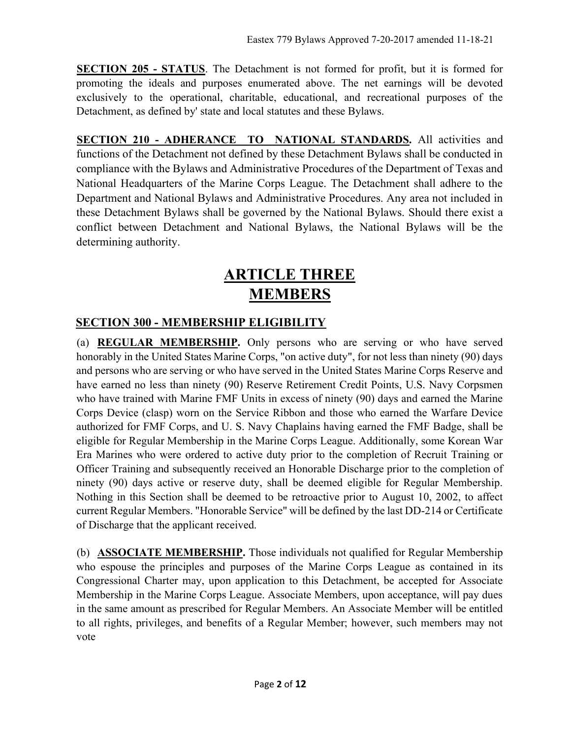**SECTION 205 - STATUS**. The Detachment is not formed for profit, but it is formed for promoting the ideals and purposes enumerated above. The net earnings will be devoted exclusively to the operational, charitable, educational, and recreational purposes of the Detachment, as defined by' state and local statutes and these Bylaws.

**SECTION 210 - ADHERANCE TO NATIONAL STANDARDS.** All activities and functions of the Detachment not defined by these Detachment Bylaws shall be conducted in compliance with the Bylaws and Administrative Procedures of the Department of Texas and National Headquarters of the Marine Corps League. The Detachment shall adhere to the Department and National Bylaws and Administrative Procedures. Any area not included in these Detachment Bylaws shall be governed by the National Bylaws. Should there exist a conflict between Detachment and National Bylaws, the National Bylaws will be the determining authority.

# ARTICLE THREE
# MEMBERS

## SECTION 300 - MEMBERSHIP ELIGIBILITY

(a) **REGULAR MEMBERSHIP.** Only persons who are serving or who have served honorably in the United States Marine Corps, "on active duty", for not less than ninety (90) days and persons who are serving or who have served in the United States Marine Corps Reserve and have earned no less than ninety (90) Reserve Retirement Credit Points, U.S. Navy Corpsmen who have trained with Marine FMF Units in excess of ninety (90) days and earned the Marine Corps Device (clasp) worn on the Service Ribbon and those who earned the Warfare Device authorized for FMF Corps, and U. S. Navy Chaplains having earned the FMF Badge, shall be eligible for Regular Membership in the Marine Corps League. Additionally, some Korean War Era Marines who were ordered to active duty prior to the completion of Recruit Training or Officer Training and subsequently received an Honorable Discharge prior to the completion of ninety (90) days active or reserve duty, shall be deemed eligible for Regular Membership. Nothing in this Section shall be deemed to be retroactive prior to August 10, 2002, to affect current Regular Members. "Honorable Service" will be defined by the last DD-214 or Certificate of Discharge that the applicant received.

(b) **ASSOCIATE MEMBERSHIP.** Those individuals not qualified for Regular Membership who espouse the principles and purposes of the Marine Corps League as contained in its Congressional Charter may, upon application to this Detachment, be accepted for Associate Membership in the Marine Corps League. Associate Members, upon acceptance, will pay dues in the same amount as prescribed for Regular Members. An Associate Member will be entitled to all rights, privileges, and benefits of a Regular Member; however, such members may not vote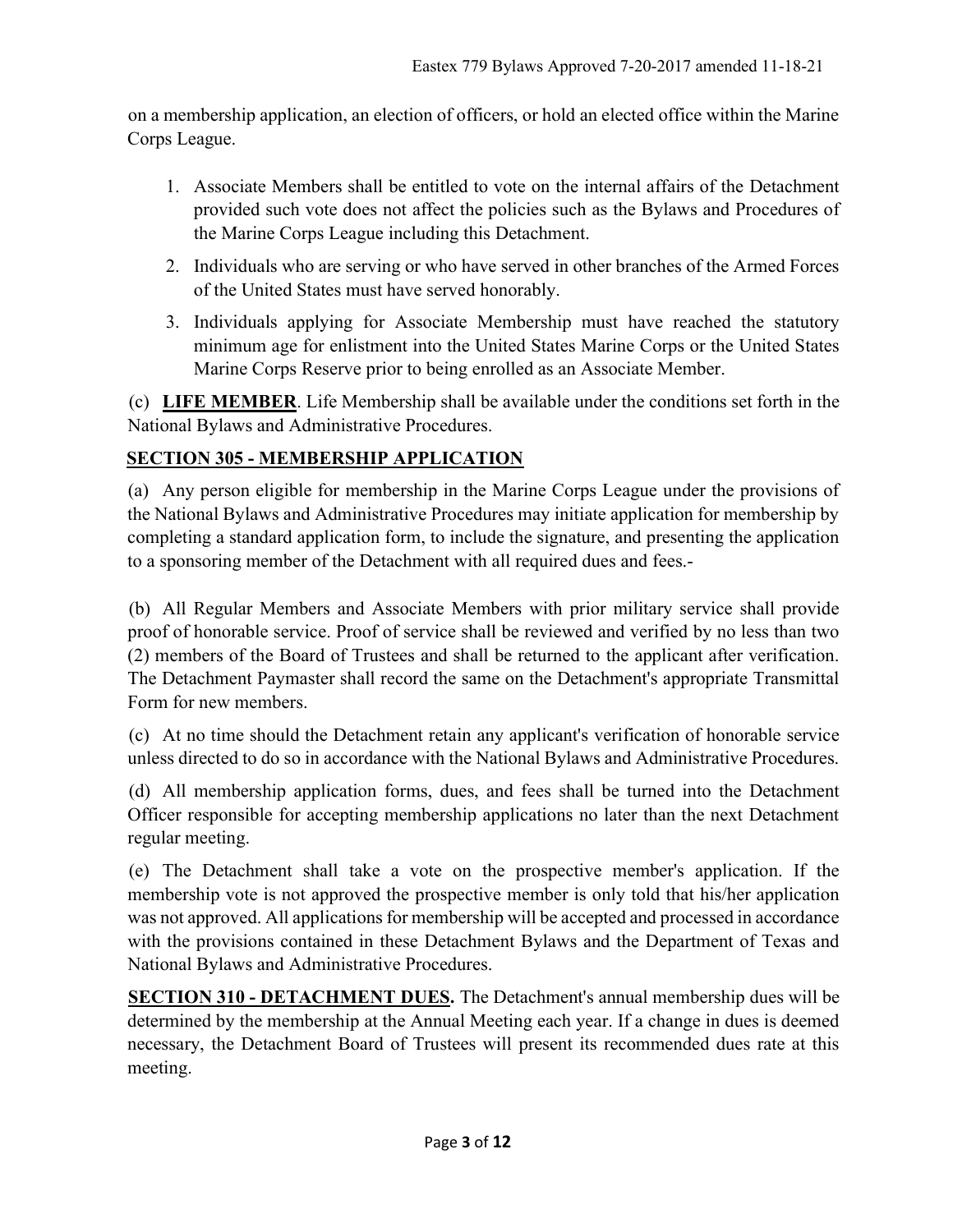on a membership application, an election of officers, or hold an elected office within the Marine Corps League.

1. Associate Members shall be entitled to vote on the internal affairs of the Detachment provided such vote does not affect the policies such as the Bylaws and Procedures of the Marine Corps League including this Detachment.
2. Individuals who are serving or who have served in other branches of the Armed Forces of the United States must have served honorably.
3. Individuals applying for Associate Membership must have reached the statutory minimum age for enlistment into the United States Marine Corps or the United States Marine Corps Reserve prior to being enrolled as an Associate Member.

(c) **LIFE MEMBER**. Life Membership shall be available under the conditions set forth in the National Bylaws and Administrative Procedures.

## SECTION 305 - MEMBERSHIP APPLICATION

(a) Any person eligible for membership in the Marine Corps League under the provisions of the National Bylaws and Administrative Procedures may initiate application for membership by completing a standard application form, to include the signature, and presenting the application to a sponsoring member of the Detachment with all required dues and fees.-

(b) All Regular Members and Associate Members with prior military service shall provide proof of honorable service. Proof of service shall be reviewed and verified by no less than two (2) members of the Board of Trustees and shall be returned to the applicant after verification. The Detachment Paymaster shall record the same on the Detachment's appropriate Transmittal Form for new members.

(c) At no time should the Detachment retain any applicant's verification of honorable service unless directed to do so in accordance with the National Bylaws and Administrative Procedures.

(d) All membership application forms, dues, and fees shall be turned into the Detachment Officer responsible for accepting membership applications no later than the next Detachment regular meeting.

(e) The Detachment shall take a vote on the prospective member's application. If the membership vote is not approved the prospective member is only told that his/her application was not approved. All applications for membership will be accepted and processed in accordance with the provisions contained in these Detachment Bylaws and the Department of Texas and National Bylaws and Administrative Procedures.

**SECTION 310 - DETACHMENT DUES.** The Detachment's annual membership dues will be determined by the membership at the Annual Meeting each year. If a change in dues is deemed necessary, the Detachment Board of Trustees will present its recommended dues rate at this meeting.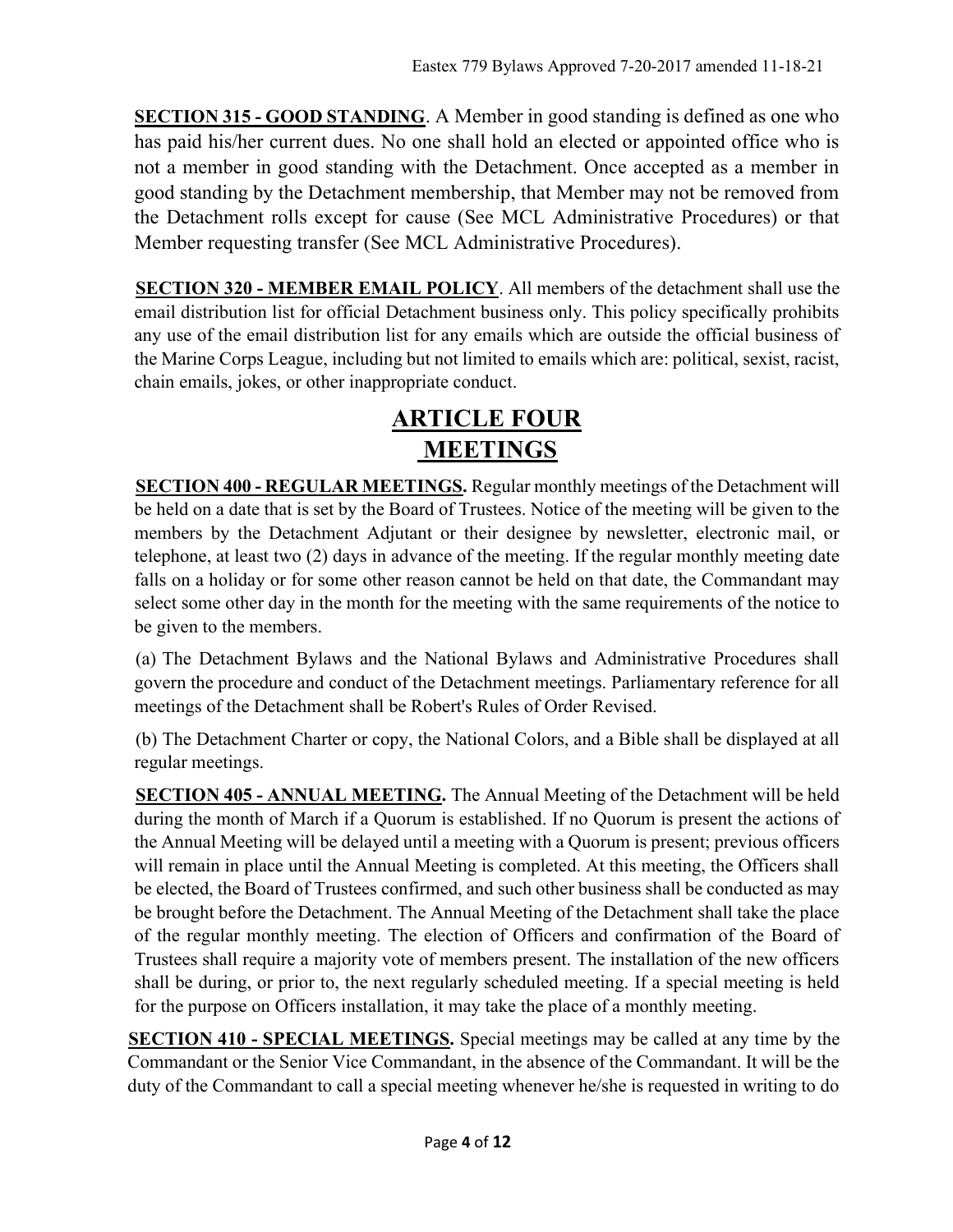**SECTION 315 - GOOD STANDING**. A Member in good standing is defined as one who has paid his/her current dues. No one shall hold an elected or appointed office who is not a member in good standing with the Detachment. Once accepted as a member in good standing by the Detachment membership, that Member may not be removed from the Detachment rolls except for cause (See MCL Administrative Procedures) or that Member requesting transfer (See MCL Administrative Procedures).

**SECTION 320 - MEMBER EMAIL POLICY**. All members of the detachment shall use the email distribution list for official Detachment business only. This policy specifically prohibits any use of the email distribution list for any emails which are outside the official business of the Marine Corps League, including but not limited to emails which are: political, sexist, racist, chain emails, jokes, or other inappropriate conduct.

# ARTICLE FOUR
# MEETINGS

**SECTION 400 - REGULAR MEETINGS.** Regular monthly meetings of the Detachment will be held on a date that is set by the Board of Trustees. Notice of the meeting will be given to the members by the Detachment Adjutant or their designee by newsletter, electronic mail, or telephone, at least two (2) days in advance of the meeting. If the regular monthly meeting date falls on a holiday or for some other reason cannot be held on that date, the Commandant may select some other day in the month for the meeting with the same requirements of the notice to be given to the members.

(a) The Detachment Bylaws and the National Bylaws and Administrative Procedures shall govern the procedure and conduct of the Detachment meetings. Parliamentary reference for all meetings of the Detachment shall be Robert's Rules of Order Revised.

(b) The Detachment Charter or copy, the National Colors, and a Bible shall be displayed at all regular meetings.

**SECTION 405 - ANNUAL MEETING.** The Annual Meeting of the Detachment will be held during the month of March if a Quorum is established. If no Quorum is present the actions of the Annual Meeting will be delayed until a meeting with a Quorum is present; previous officers will remain in place until the Annual Meeting is completed. At this meeting, the Officers shall be elected, the Board of Trustees confirmed, and such other business shall be conducted as may be brought before the Detachment. The Annual Meeting of the Detachment shall take the place of the regular monthly meeting. The election of Officers and confirmation of the Board of Trustees shall require a majority vote of members present. The installation of the new officers shall be during, or prior to, the next regularly scheduled meeting. If a special meeting is held for the purpose on Officers installation, it may take the place of a monthly meeting.

**SECTION 410 - SPECIAL MEETINGS.** Special meetings may be called at any time by the Commandant or the Senior Vice Commandant, in the absence of the Commandant. It will be the duty of the Commandant to call a special meeting whenever he/she is requested in writing to do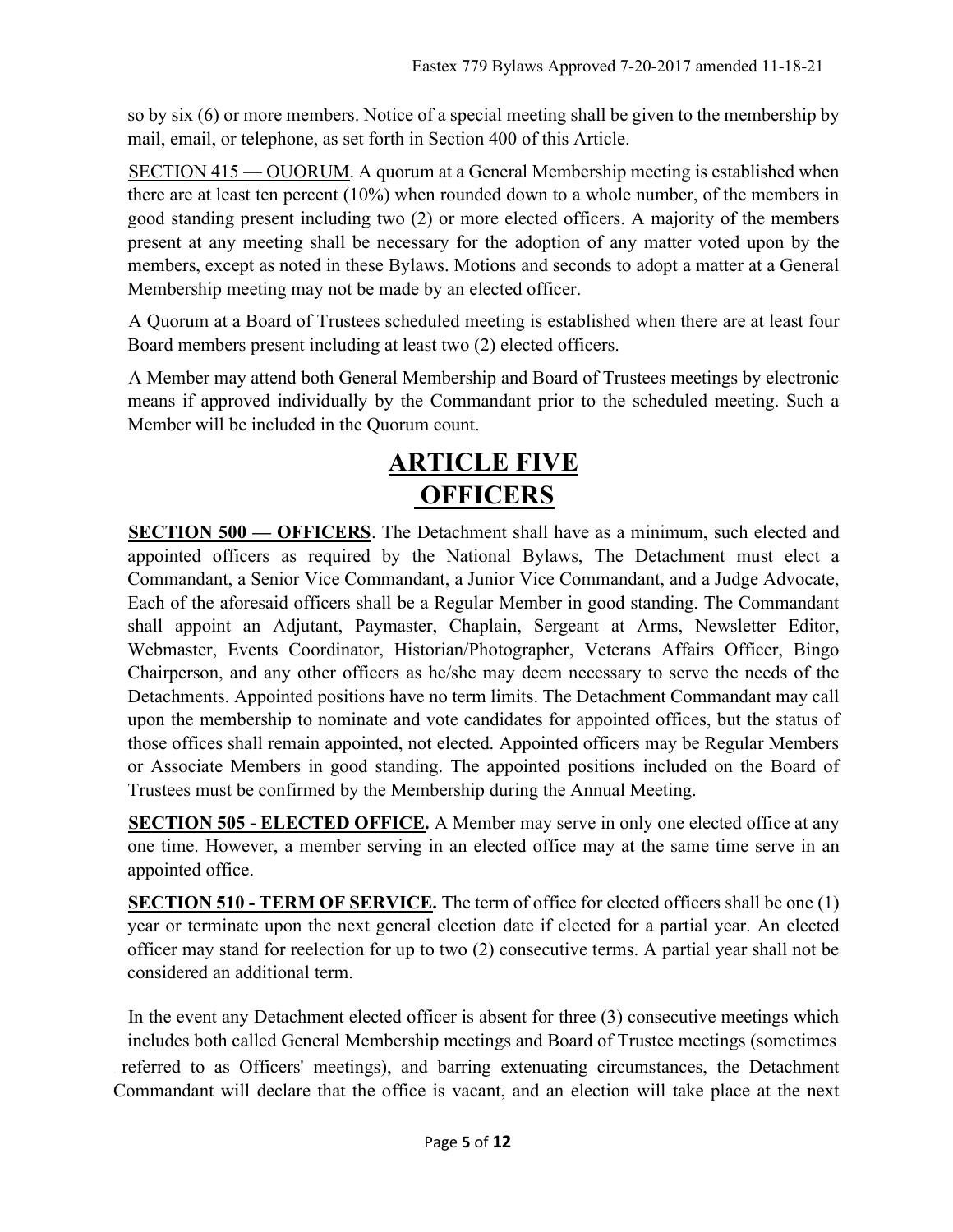so by six (6) or more members. Notice of a special meeting shall be given to the membership by mail, email, or telephone, as set forth in Section 400 of this Article.

SECTION 415 — OUORUM. A quorum at a General Membership meeting is established when there are at least ten percent (10%) when rounded down to a whole number, of the members in good standing present including two (2) or more elected officers. A majority of the members present at any meeting shall be necessary for the adoption of any matter voted upon by the members, except as noted in these Bylaws. Motions and seconds to adopt a matter at a General Membership meeting may not be made by an elected officer.

A Quorum at a Board of Trustees scheduled meeting is established when there are at least four Board members present including at least two (2) elected officers.

A Member may attend both General Membership and Board of Trustees meetings by electronic means if approved individually by the Commandant prior to the scheduled meeting. Such a Member will be included in the Quorum count.

# ARTICLE FIVE
# OFFICERS

**SECTION 500 — OFFICERS**. The Detachment shall have as a minimum, such elected and appointed officers as required by the National Bylaws, The Detachment must elect a Commandant, a Senior Vice Commandant, a Junior Vice Commandant, and a Judge Advocate, Each of the aforesaid officers shall be a Regular Member in good standing. The Commandant shall appoint an Adjutant, Paymaster, Chaplain, Sergeant at Arms, Newsletter Editor, Webmaster, Events Coordinator, Historian/Photographer, Veterans Affairs Officer, Bingo Chairperson, and any other officers as he/she may deem necessary to serve the needs of the Detachments. Appointed positions have no term limits. The Detachment Commandant may call upon the membership to nominate and vote candidates for appointed offices, but the status of those offices shall remain appointed, not elected. Appointed officers may be Regular Members or Associate Members in good standing. The appointed positions included on the Board of Trustees must be confirmed by the Membership during the Annual Meeting.

**SECTION 505 - ELECTED OFFICE.** A Member may serve in only one elected office at any one time. However, a member serving in an elected office may at the same time serve in an appointed office.

**SECTION 510 - TERM OF SERVICE.** The term of office for elected officers shall be one (1) year or terminate upon the next general election date if elected for a partial year. An elected officer may stand for reelection for up to two (2) consecutive terms. A partial year shall not be considered an additional term.

In the event any Detachment elected officer is absent for three (3) consecutive meetings which includes both called General Membership meetings and Board of Trustee meetings (sometimes referred to as Officers' meetings), and barring extenuating circumstances, the Detachment Commandant will declare that the office is vacant, and an election will take place at the next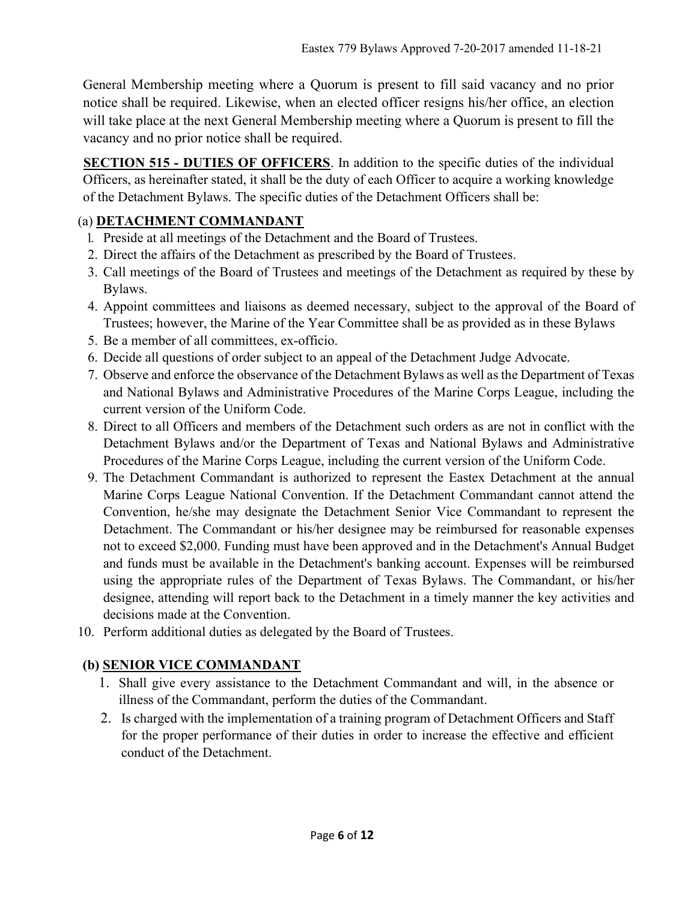General Membership meeting where a Quorum is present to fill said vacancy and no prior notice shall be required. Likewise, when an elected officer resigns his/her office, an election will take place at the next General Membership meeting where a Quorum is present to fill the vacancy and no prior notice shall be required.

**SECTION 515 - DUTIES OF OFFICERS**. In addition to the specific duties of the individual Officers, as hereinafter stated, it shall be the duty of each Officer to acquire a working knowledge of the Detachment Bylaws. The specific duties of the Detachment Officers shall be:

(a) **DETACHMENT COMMANDANT**

1. Preside at all meetings of the Detachment and the Board of Trustees.
2. Direct the affairs of the Detachment as prescribed by the Board of Trustees.
3. Call meetings of the Board of Trustees and meetings of the Detachment as required by these by Bylaws.
4. Appoint committees and liaisons as deemed necessary, subject to the approval of the Board of Trustees; however, the Marine of the Year Committee shall be as provided as in these Bylaws
5. Be a member of all committees, ex-officio.
6. Decide all questions of order subject to an appeal of the Detachment Judge Advocate.
7. Observe and enforce the observance of the Detachment Bylaws as well as the Department of Texas and National Bylaws and Administrative Procedures of the Marine Corps League, including the current version of the Uniform Code.
8. Direct to all Officers and members of the Detachment such orders as are not in conflict with the Detachment Bylaws and/or the Department of Texas and National Bylaws and Administrative Procedures of the Marine Corps League, including the current version of the Uniform Code.
9. The Detachment Commandant is authorized to represent the Eastex Detachment at the annual Marine Corps League National Convention. If the Detachment Commandant cannot attend the Convention, he/she may designate the Detachment Senior Vice Commandant to represent the Detachment. The Commandant or his/her designee may be reimbursed for reasonable expenses not to exceed $2,000. Funding must have been approved and in the Detachment's Annual Budget and funds must be available in the Detachment's banking account. Expenses will be reimbursed using the appropriate rules of the Department of Texas Bylaws. The Commandant, or his/her designee, attending will report back to the Detachment in a timely manner the key activities and decisions made at the Convention.
10. Perform additional duties as delegated by the Board of Trustees.

**(b) SENIOR VICE COMMANDANT**

1. Shall give every assistance to the Detachment Commandant and will, in the absence or illness of the Commandant, perform the duties of the Commandant.
2. Is charged with the implementation of a training program of Detachment Officers and Staff for the proper performance of their duties in order to increase the effective and efficient conduct of the Detachment.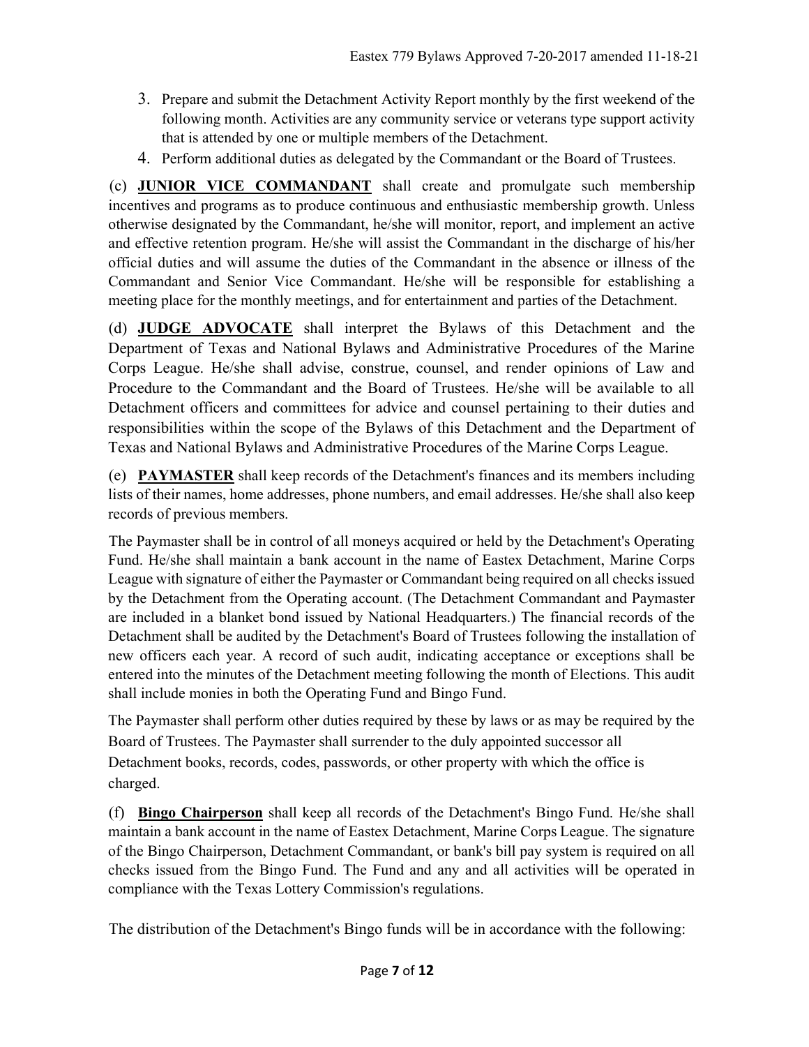3. Prepare and submit the Detachment Activity Report monthly by the first weekend of the following month. Activities are any community service or veterans type support activity that is attended by one or multiple members of the Detachment.
4. Perform additional duties as delegated by the Commandant or the Board of Trustees.

(c) **JUNIOR VICE COMMANDANT** shall create and promulgate such membership incentives and programs as to produce continuous and enthusiastic membership growth. Unless otherwise designated by the Commandant, he/she will monitor, report, and implement an active and effective retention program. He/she will assist the Commandant in the discharge of his/her official duties and will assume the duties of the Commandant in the absence or illness of the Commandant and Senior Vice Commandant. He/she will be responsible for establishing a meeting place for the monthly meetings, and for entertainment and parties of the Detachment.

(d) **JUDGE ADVOCATE** shall interpret the Bylaws of this Detachment and the Department of Texas and National Bylaws and Administrative Procedures of the Marine Corps League. He/she shall advise, construe, counsel, and render opinions of Law and Procedure to the Commandant and the Board of Trustees. He/she will be available to all Detachment officers and committees for advice and counsel pertaining to their duties and responsibilities within the scope of the Bylaws of this Detachment and the Department of Texas and National Bylaws and Administrative Procedures of the Marine Corps League.

(e) **PAYMASTER** shall keep records of the Detachment's finances and its members including lists of their names, home addresses, phone numbers, and email addresses. He/she shall also keep records of previous members.

The Paymaster shall be in control of all moneys acquired or held by the Detachment's Operating Fund. He/she shall maintain a bank account in the name of Eastex Detachment, Marine Corps League with signature of either the Paymaster or Commandant being required on all checks issued by the Detachment from the Operating account. (The Detachment Commandant and Paymaster are included in a blanket bond issued by National Headquarters.) The financial records of the Detachment shall be audited by the Detachment's Board of Trustees following the installation of new officers each year. A record of such audit, indicating acceptance or exceptions shall be entered into the minutes of the Detachment meeting following the month of Elections. This audit shall include monies in both the Operating Fund and Bingo Fund.

The Paymaster shall perform other duties required by these by laws or as may be required by the Board of Trustees. The Paymaster shall surrender to the duly appointed successor all Detachment books, records, codes, passwords, or other property with which the office is charged.

(f) **Bingo Chairperson** shall keep all records of the Detachment's Bingo Fund. He/she shall maintain a bank account in the name of Eastex Detachment, Marine Corps League. The signature of the Bingo Chairperson, Detachment Commandant, or bank's bill pay system is required on all checks issued from the Bingo Fund. The Fund and any and all activities will be operated in compliance with the Texas Lottery Commission's regulations.

The distribution of the Detachment's Bingo funds will be in accordance with the following: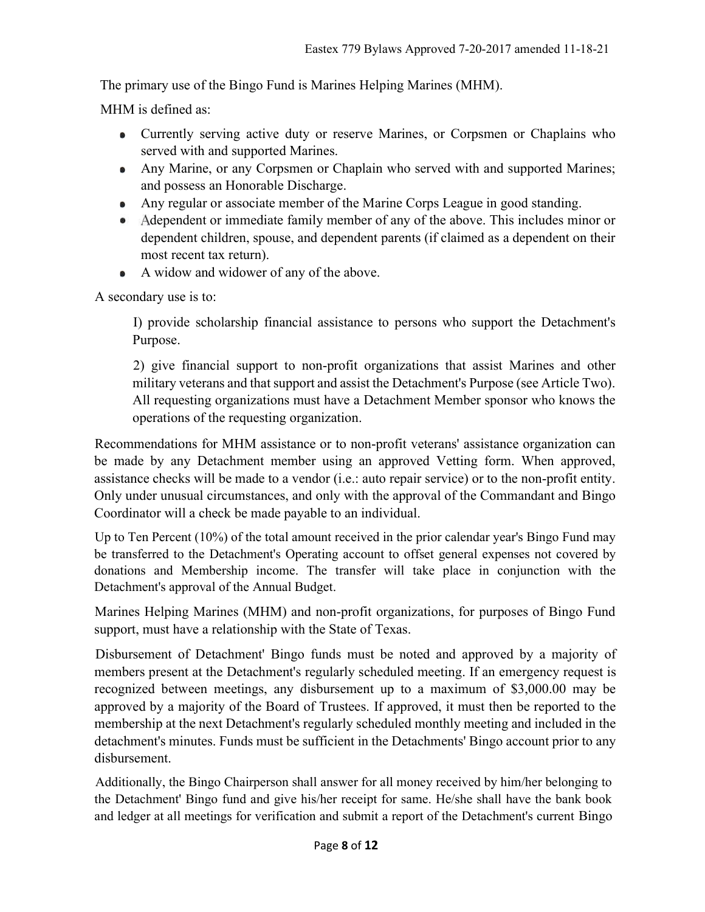The primary use of the Bingo Fund is Marines Helping Marines (MHM).

MHM is defined as:

- Currently serving active duty or reserve Marines, or Corpsmen or Chaplains who served with and supported Marines.
- Any Marine, or any Corpsmen or Chaplain who served with and supported Marines; and possess an Honorable Discharge.
- Any regular or associate member of the Marine Corps League in good standing.
- Adependent or immediate family member of any of the above. This includes minor or dependent children, spouse, and dependent parents (if claimed as a dependent on their most recent tax return).
- A widow and widower of any of the above.

A secondary use is to:

I) provide scholarship financial assistance to persons who support the Detachment's Purpose.

2) give financial support to non-profit organizations that assist Marines and other military veterans and that support and assist the Detachment's Purpose (see Article Two). All requesting organizations must have a Detachment Member sponsor who knows the operations of the requesting organization.

Recommendations for MHM assistance or to non-profit veterans' assistance organization can be made by any Detachment member using an approved Vetting form. When approved, assistance checks will be made to a vendor (i.e.: auto repair service) or to the non-profit entity. Only under unusual circumstances, and only with the approval of the Commandant and Bingo Coordinator will a check be made payable to an individual.

Up to Ten Percent (10%) of the total amount received in the prior calendar year's Bingo Fund may be transferred to the Detachment's Operating account to offset general expenses not covered by donations and Membership income. The transfer will take place in conjunction with the Detachment's approval of the Annual Budget.

Marines Helping Marines (MHM) and non-profit organizations, for purposes of Bingo Fund support, must have a relationship with the State of Texas.

Disbursement of Detachment' Bingo funds must be noted and approved by a majority of members present at the Detachment's regularly scheduled meeting. If an emergency request is recognized between meetings, any disbursement up to a maximum of $3,000.00 may be approved by a majority of the Board of Trustees. If approved, it must then be reported to the membership at the next Detachment's regularly scheduled monthly meeting and included in the detachment's minutes. Funds must be sufficient in the Detachments' Bingo account prior to any disbursement.

Additionally, the Bingo Chairperson shall answer for all money received by him/her belonging to the Detachment' Bingo fund and give his/her receipt for same. He/she shall have the bank book and ledger at all meetings for verification and submit a report of the Detachment's current Bingo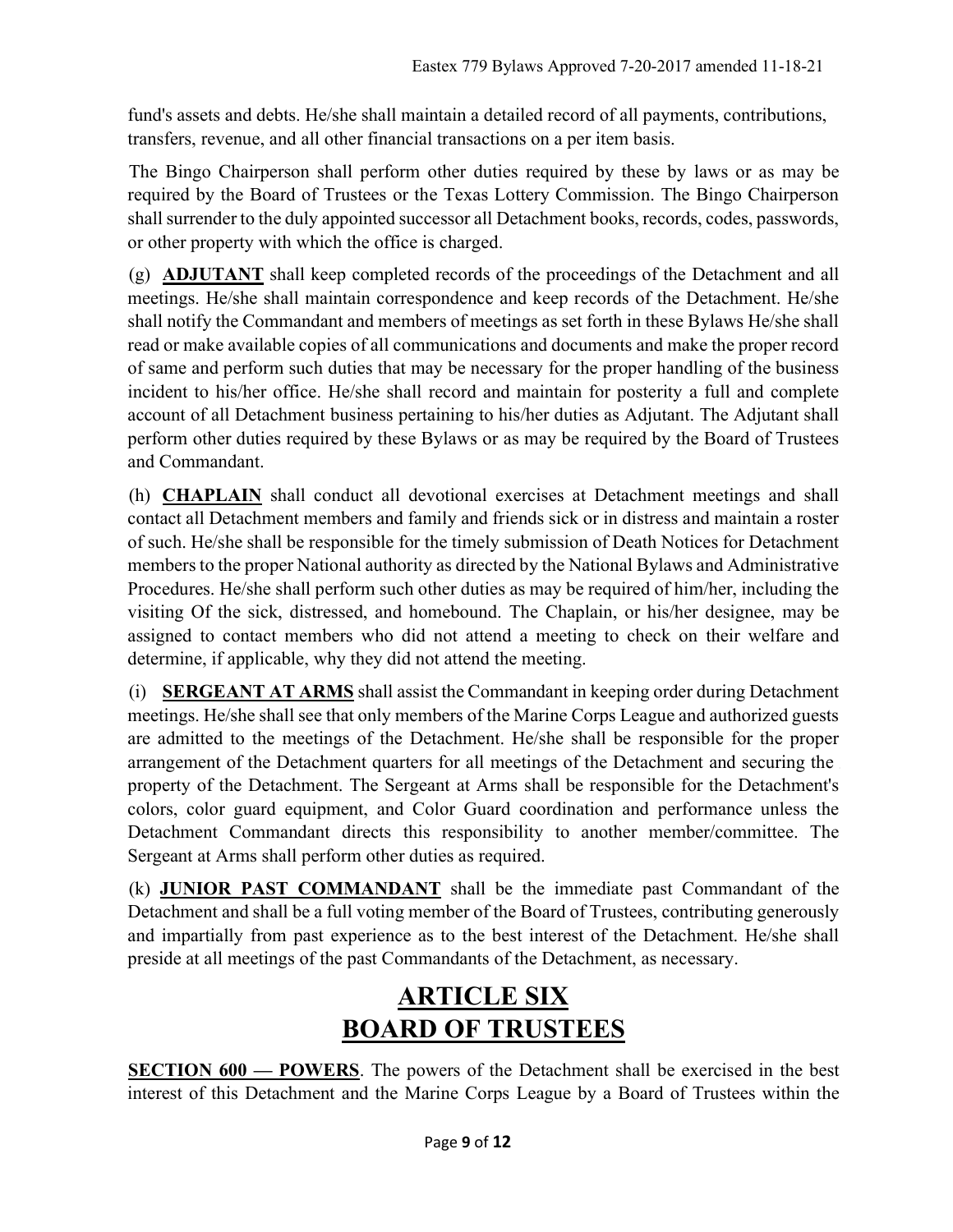fund's assets and debts. He/she shall maintain a detailed record of all payments, contributions, transfers, revenue, and all other financial transactions on a per item basis.

The Bingo Chairperson shall perform other duties required by these by laws or as may be required by the Board of Trustees or the Texas Lottery Commission. The Bingo Chairperson shall surrender to the duly appointed successor all Detachment books, records, codes, passwords, or other property with which the office is charged.

(g) **ADJUTANT** shall keep completed records of the proceedings of the Detachment and all meetings. He/she shall maintain correspondence and keep records of the Detachment. He/she shall notify the Commandant and members of meetings as set forth in these Bylaws He/she shall read or make available copies of all communications and documents and make the proper record of same and perform such duties that may be necessary for the proper handling of the business incident to his/her office. He/she shall record and maintain for posterity a full and complete account of all Detachment business pertaining to his/her duties as Adjutant. The Adjutant shall perform other duties required by these Bylaws or as may be required by the Board of Trustees and Commandant.

(h) **CHAPLAIN** shall conduct all devotional exercises at Detachment meetings and shall contact all Detachment members and family and friends sick or in distress and maintain a roster of such. He/she shall be responsible for the timely submission of Death Notices for Detachment members to the proper National authority as directed by the National Bylaws and Administrative Procedures. He/she shall perform such other duties as may be required of him/her, including the visiting Of the sick, distressed, and homebound. The Chaplain, or his/her designee, may be assigned to contact members who did not attend a meeting to check on their welfare and determine, if applicable, why they did not attend the meeting.

(i) **SERGEANT AT ARMS** shall assist the Commandant in keeping order during Detachment meetings. He/she shall see that only members of the Marine Corps League and authorized guests are admitted to the meetings of the Detachment. He/she shall be responsible for the proper arrangement of the Detachment quarters for all meetings of the Detachment and securing the property of the Detachment. The Sergeant at Arms shall be responsible for the Detachment's colors, color guard equipment, and Color Guard coordination and performance unless the Detachment Commandant directs this responsibility to another member/committee. The Sergeant at Arms shall perform other duties as required.

(k) **JUNIOR PAST COMMANDANT** shall be the immediate past Commandant of the Detachment and shall be a full voting member of the Board of Trustees, contributing generously and impartially from past experience as to the best interest of the Detachment. He/she shall preside at all meetings of the past Commandants of the Detachment, as necessary.

# ARTICLE SIX
# BOARD OF TRUSTEES

**SECTION 600 — POWERS**. The powers of the Detachment shall be exercised in the best interest of this Detachment and the Marine Corps League by a Board of Trustees within the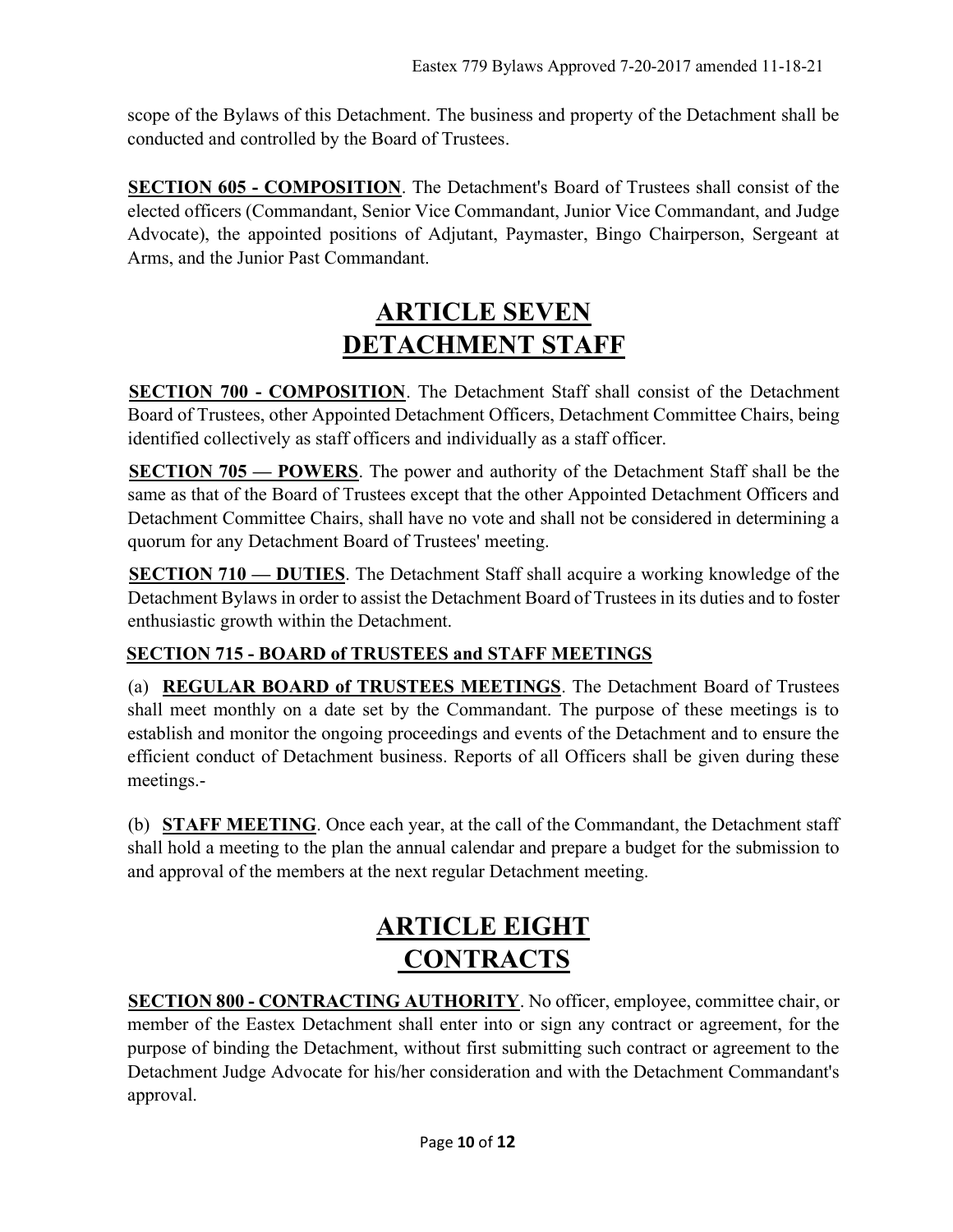scope of the Bylaws of this Detachment. The business and property of the Detachment shall be conducted and controlled by the Board of Trustees.

**SECTION 605 - COMPOSITION**. The Detachment's Board of Trustees shall consist of the elected officers (Commandant, Senior Vice Commandant, Junior Vice Commandant, and Judge Advocate), the appointed positions of Adjutant, Paymaster, Bingo Chairperson, Sergeant at Arms, and the Junior Past Commandant.

# ARTICLE SEVEN
# DETACHMENT STAFF

**SECTION 700 - COMPOSITION**. The Detachment Staff shall consist of the Detachment Board of Trustees, other Appointed Detachment Officers, Detachment Committee Chairs, being identified collectively as staff officers and individually as a staff officer.

**SECTION 705 — POWERS**. The power and authority of the Detachment Staff shall be the same as that of the Board of Trustees except that the other Appointed Detachment Officers and Detachment Committee Chairs, shall have no vote and shall not be considered in determining a quorum for any Detachment Board of Trustees' meeting.

**SECTION 710 — DUTIES**. The Detachment Staff shall acquire a working knowledge of the Detachment Bylaws in order to assist the Detachment Board of Trustees in its duties and to foster enthusiastic growth within the Detachment.

**SECTION 715 - BOARD of TRUSTEES and STAFF MEETINGS**

(a) **REGULAR BOARD of TRUSTEES MEETINGS**. The Detachment Board of Trustees shall meet monthly on a date set by the Commandant. The purpose of these meetings is to establish and monitor the ongoing proceedings and events of the Detachment and to ensure the efficient conduct of Detachment business. Reports of all Officers shall be given during these meetings.-

(b) **STAFF MEETING**. Once each year, at the call of the Commandant, the Detachment staff shall hold a meeting to the plan the annual calendar and prepare a budget for the submission to and approval of the members at the next regular Detachment meeting.

# ARTICLE EIGHT
# CONTRACTS

**SECTION 800 - CONTRACTING AUTHORITY**. No officer, employee, committee chair, or member of the Eastex Detachment shall enter into or sign any contract or agreement, for the purpose of binding the Detachment, without first submitting such contract or agreement to the Detachment Judge Advocate for his/her consideration and with the Detachment Commandant's approval.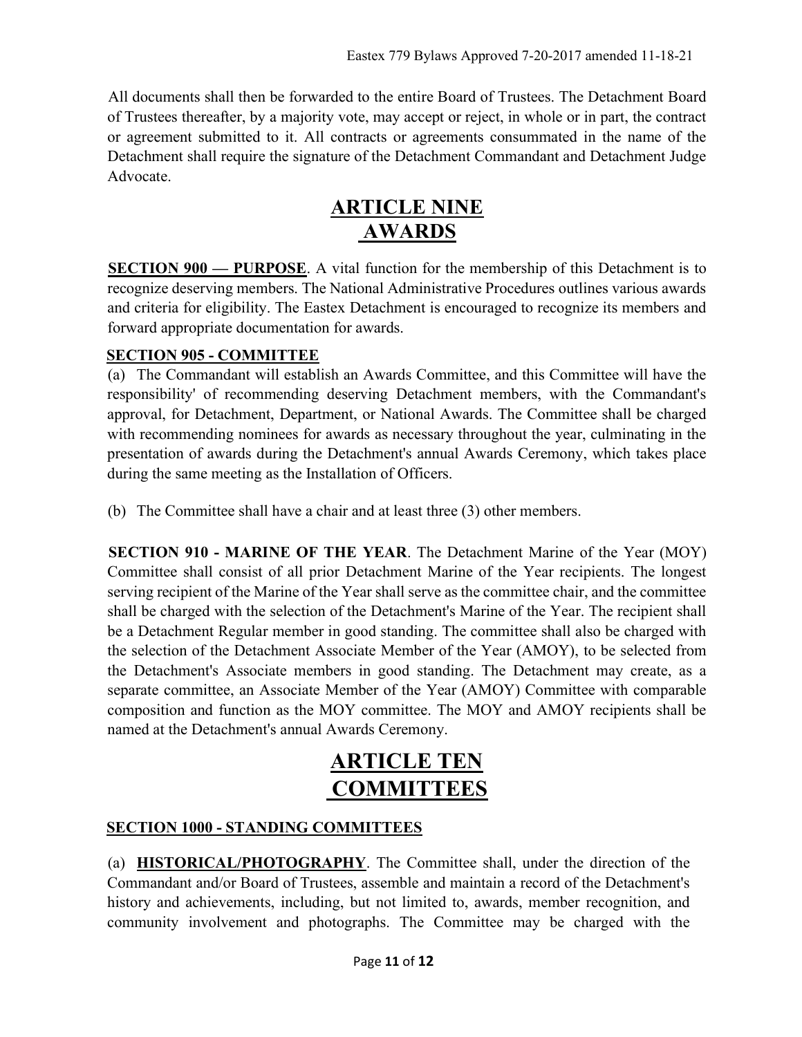All documents shall then be forwarded to the entire Board of Trustees. The Detachment Board of Trustees thereafter, by a majority vote, may accept or reject, in whole or in part, the contract or agreement submitted to it. All contracts or agreements consummated in the name of the Detachment shall require the signature of the Detachment Commandant and Detachment Judge Advocate.

# ARTICLE NINE AWARDS

**SECTION 900 — PURPOSE**. A vital function for the membership of this Detachment is to recognize deserving members. The National Administrative Procedures outlines various awards and criteria for eligibility. The Eastex Detachment is encouraged to recognize its members and forward appropriate documentation for awards.

**SECTION 905 - COMMITTEE**

(a) The Commandant will establish an Awards Committee, and this Committee will have the responsibility' of recommending deserving Detachment members, with the Commandant's approval, for Detachment, Department, or National Awards. The Committee shall be charged with recommending nominees for awards as necessary throughout the year, culminating in the presentation of awards during the Detachment's annual Awards Ceremony, which takes place during the same meeting as the Installation of Officers.

(b) The Committee shall have a chair and at least three (3) other members.

**SECTION 910 - MARINE OF THE YEAR**. The Detachment Marine of the Year (MOY) Committee shall consist of all prior Detachment Marine of the Year recipients. The longest serving recipient of the Marine of the Year shall serve as the committee chair, and the committee shall be charged with the selection of the Detachment's Marine of the Year. The recipient shall be a Detachment Regular member in good standing. The committee shall also be charged with the selection of the Detachment Associate Member of the Year (AMOY), to be selected from the Detachment's Associate members in good standing. The Detachment may create, as a separate committee, an Associate Member of the Year (AMOY) Committee with comparable composition and function as the MOY committee. The MOY and AMOY recipients shall be named at the Detachment's annual Awards Ceremony.

# ARTICLE TEN COMMITTEES

**SECTION 1000 - STANDING COMMITTEES**

(a) **HISTORICAL/PHOTOGRAPHY**. The Committee shall, under the direction of the Commandant and/or Board of Trustees, assemble and maintain a record of the Detachment's history and achievements, including, but not limited to, awards, member recognition, and community involvement and photographs. The Committee may be charged with the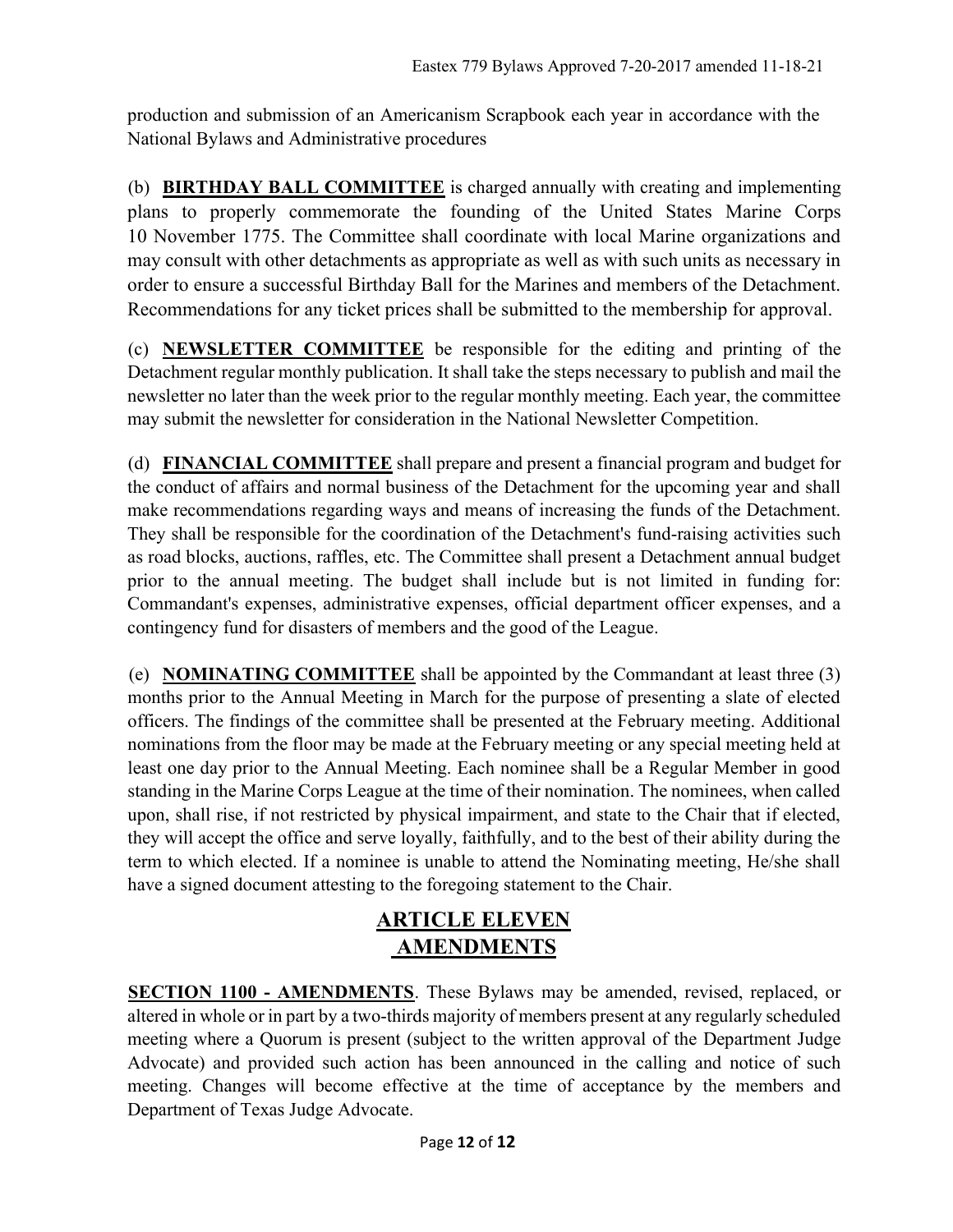production and submission of an Americanism Scrapbook each year in accordance with the National Bylaws and Administrative procedures

(b) **BIRTHDAY BALL COMMITTEE** is charged annually with creating and implementing plans to properly commemorate the founding of the United States Marine Corps 10 November 1775. The Committee shall coordinate with local Marine organizations and may consult with other detachments as appropriate as well as with such units as necessary in order to ensure a successful Birthday Ball for the Marines and members of the Detachment. Recommendations for any ticket prices shall be submitted to the membership for approval.

(c) **NEWSLETTER COMMITTEE** be responsible for the editing and printing of the Detachment regular monthly publication. It shall take the steps necessary to publish and mail the newsletter no later than the week prior to the regular monthly meeting. Each year, the committee may submit the newsletter for consideration in the National Newsletter Competition.

(d) **FINANCIAL COMMITTEE** shall prepare and present a financial program and budget for the conduct of affairs and normal business of the Detachment for the upcoming year and shall make recommendations regarding ways and means of increasing the funds of the Detachment. They shall be responsible for the coordination of the Detachment's fund-raising activities such as road blocks, auctions, raffles, etc. The Committee shall present a Detachment annual budget prior to the annual meeting. The budget shall include but is not limited in funding for: Commandant's expenses, administrative expenses, official department officer expenses, and a contingency fund for disasters of members and the good of the League.

(e) **NOMINATING COMMITTEE** shall be appointed by the Commandant at least three (3) months prior to the Annual Meeting in March for the purpose of presenting a slate of elected officers. The findings of the committee shall be presented at the February meeting. Additional nominations from the floor may be made at the February meeting or any special meeting held at least one day prior to the Annual Meeting. Each nominee shall be a Regular Member in good standing in the Marine Corps League at the time of their nomination. The nominees, when called upon, shall rise, if not restricted by physical impairment, and state to the Chair that if elected, they will accept the office and serve loyally, faithfully, and to the best of their ability during the term to which elected. If a nominee is unable to attend the Nominating meeting, He/she shall have a signed document attesting to the foregoing statement to the Chair.

## ARTICLE ELEVEN
## AMENDMENTS

**SECTION 1100 - AMENDMENTS**. These Bylaws may be amended, revised, replaced, or altered in whole or in part by a two-thirds majority of members present at any regularly scheduled meeting where a Quorum is present (subject to the written approval of the Department Judge Advocate) and provided such action has been announced in the calling and notice of such meeting. Changes will become effective at the time of acceptance by the members and Department of Texas Judge Advocate.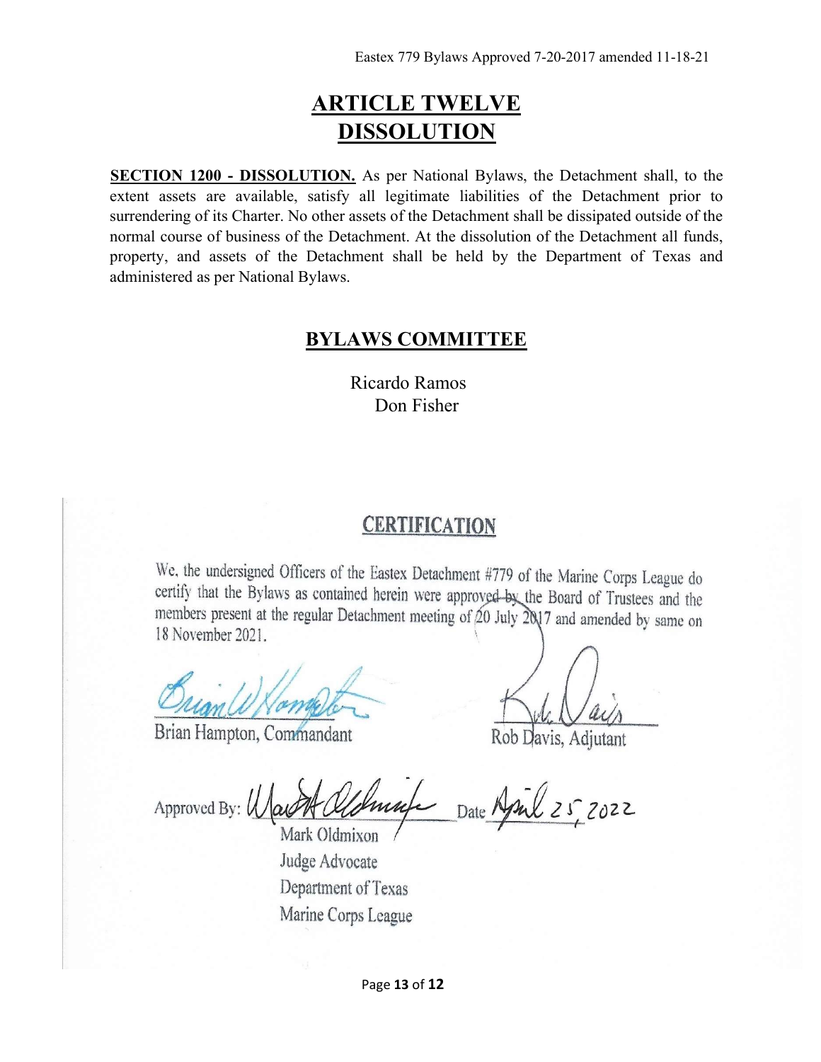# ARTICLE TWELVE
# DISSOLUTION

**SECTION 1200 - DISSOLUTION.** As per National Bylaws, the Detachment shall, to the extent assets are available, satisfy all legitimate liabilities of the Detachment prior to surrendering of its Charter. No other assets of the Detachment shall be dissipated outside of the normal course of business of the Detachment. At the dissolution of the Detachment all funds, property, and assets of the Detachment shall be held by the Department of Texas and administered as per National Bylaws.

## BYLAWS COMMITTEE

Ricardo Ramos
Don Fisher

## CERTIFICATION

We, the undersigned Officers of the Eastex Detachment #779 of the Marine Corps League do certify that the Bylaws as contained herein were approved by the Board of Trustees and the members present at the regular Detachment meeting of 20 July 2017 and amended by same on 18 November 2021.

Brian Hampton, Commandant

Rob Davis, Adjutant

Approved By: Date April 25, 2022

Mark Oldmixon
Judge Advocate
Department of Texas
Marine Corps League